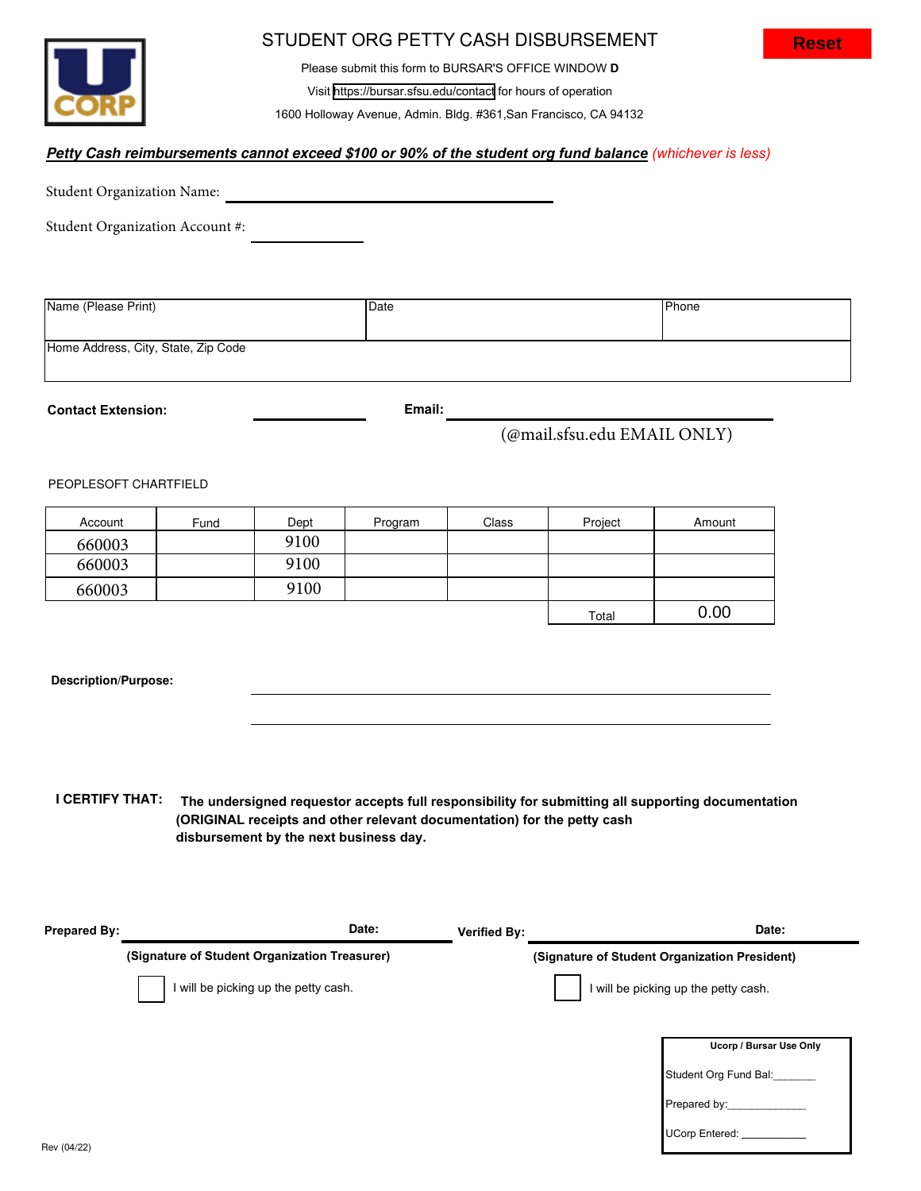# STUDENT ORG PETTY CASH DISBURSEMENT

Please submit this form to BURSAR'S OFFICE WINDOW **D**

Visit https://bursar.sfsu.edu/contact for hours of operation

1600 Holloway Avenue, Admin. Bldg. #361,San Francisco, CA 94132

Reset

***Petty Cash reimbursements cannot exceed $100 or 90% of the student org fund balance*** *(whichever is less)*

Student Organization Name: ______________________________

Student Organization Account #: ____________

| Name (Please Print) | Date | Phone |
|---|---|---|
| Home Address, City, State, Zip Code | | |

**Contact Extension:** ____________ **Email:** ______________________________

(@mail.sfsu.edu EMAIL ONLY)

PEOPLESOFT CHARTFIELD

| Account | Fund | Dept | Program | Class | Project | Amount |
|---|---|---|---|---|---|---|
| 660003 | | 9100 | | | | |
| 660003 | | 9100 | | | | |
| 660003 | | 9100 | | | | |
| | | | | | Total | 0.00 |

**Description/Purpose:** ______________________________

______________________________

**I CERTIFY THAT:** **The undersigned requestor accepts full responsibility for submitting all supporting documentation (ORIGINAL receipts and other relevant documentation) for the petty cash disbursement by the next business day.**

**Prepared By:** ______________ **Date:** ______

**(Signature of Student Organization Treasurer)**

☐ I will be picking up the petty cash.

**Verified By:** ______________ **Date:** ______

**(Signature of Student Organization President)**

☐ I will be picking up the petty cash.

| **Ucorp / Bursar Use Only** |
|---|
| Student Org Fund Bal:_______ |
| Prepared by:_____________ |
| UCorp Entered: ___________ |

Rev (04/22)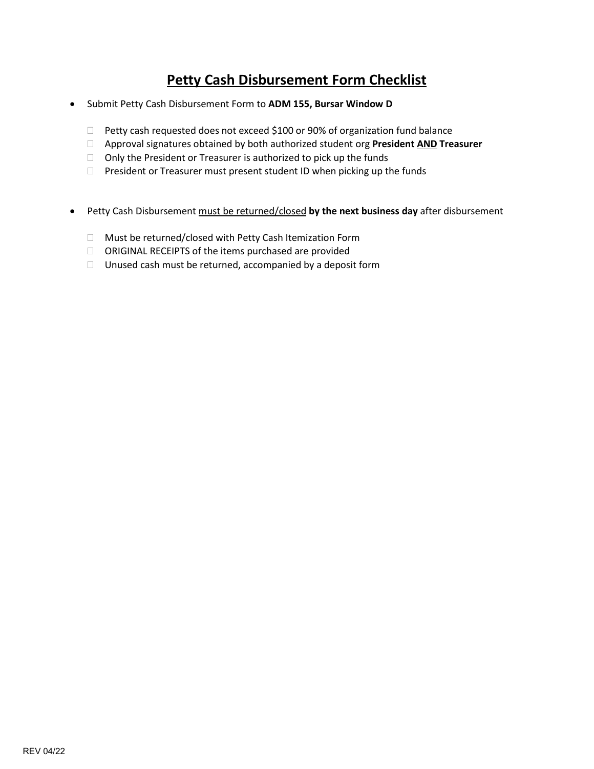# Petty Cash Disbursement Form Checklist

- Submit Petty Cash Disbursement Form to **ADM 155, Bursar Window D**

  - [ ] Petty cash requested does not exceed $100 or 90% of organization fund balance
  - [ ] Approval signatures obtained by both authorized student org **President AND Treasurer**
  - [ ] Only the President or Treasurer is authorized to pick up the funds
  - [ ] President or Treasurer must present student ID when picking up the funds

- Petty Cash Disbursement must be returned/closed **by the next business day** after disbursement

  - [ ] Must be returned/closed with Petty Cash Itemization Form
  - [ ] ORIGINAL RECEIPTS of the items purchased are provided
  - [ ] Unused cash must be returned, accompanied by a deposit form

REV 04/22